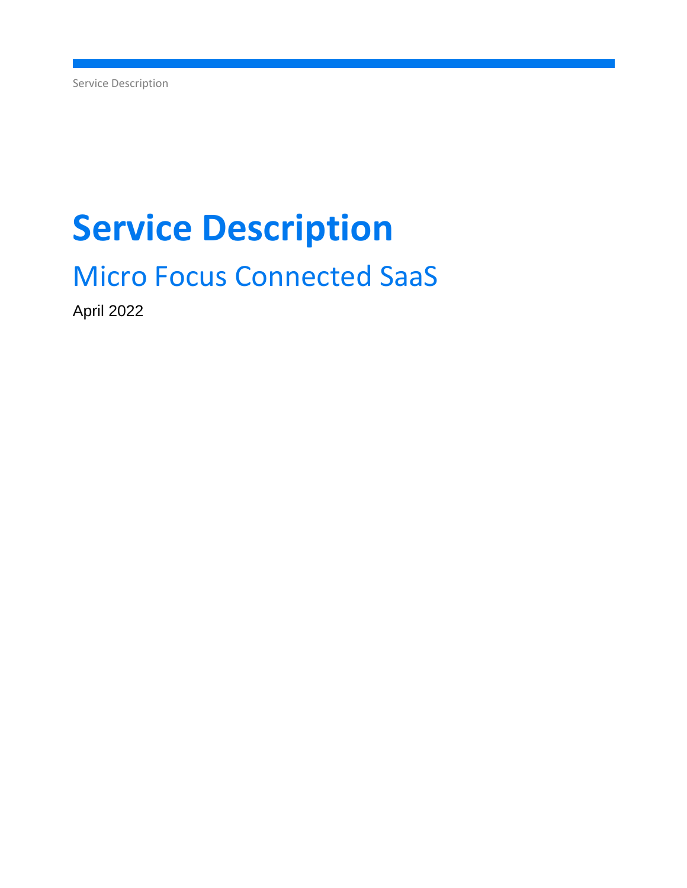# Service Description

## Micro Focus Connected SaaS

April 2022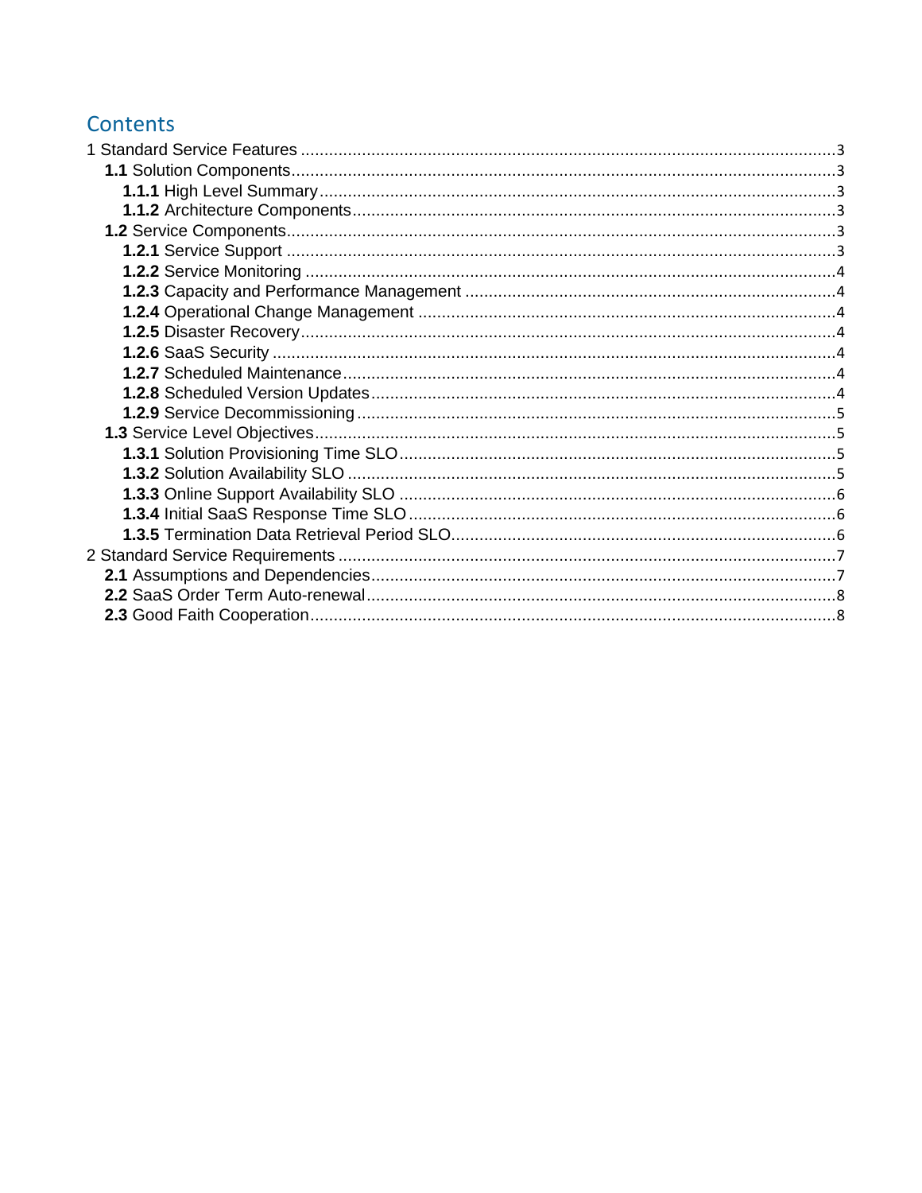# Contents

- 1 Standard Service Features ..... 3
  - **1.1** Solution Components ..... 3
    - **1.1.1** High Level Summary ..... 3
    - **1.1.2** Architecture Components ..... 3
  - **1.2** Service Components ..... 3
    - **1.2.1** Service Support ..... 3
    - **1.2.2** Service Monitoring ..... 4
    - **1.2.3** Capacity and Performance Management ..... 4
    - **1.2.4** Operational Change Management ..... 4
    - **1.2.5** Disaster Recovery ..... 4
    - **1.2.6** SaaS Security ..... 4
    - **1.2.7** Scheduled Maintenance ..... 4
    - **1.2.8** Scheduled Version Updates ..... 4
    - **1.2.9** Service Decommissioning ..... 5
  - **1.3** Service Level Objectives ..... 5
    - **1.3.1** Solution Provisioning Time SLO ..... 5
    - **1.3.2** Solution Availability SLO ..... 5
    - **1.3.3** Online Support Availability SLO ..... 6
    - **1.3.4** Initial SaaS Response Time SLO ..... 6
    - **1.3.5** Termination Data Retrieval Period SLO ..... 6
- 2 Standard Service Requirements ..... 7
  - **2.1** Assumptions and Dependencies ..... 7
  - **2.2** SaaS Order Term Auto-renewal ..... 8
  - **2.3** Good Faith Cooperation ..... 8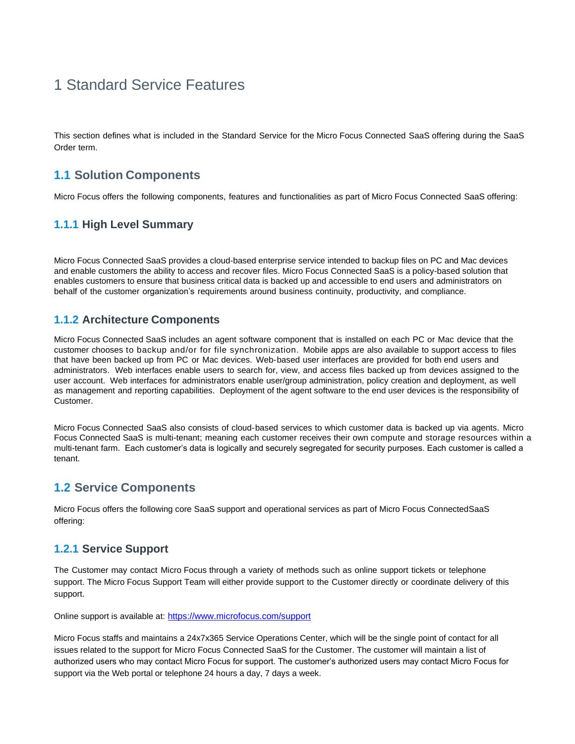# 1 Standard Service Features

This section defines what is included in the Standard Service for the Micro Focus Connected SaaS offering during the SaaS Order term.

## 1.1 Solution Components

Micro Focus offers the following components, features and functionalities as part of Micro Focus Connected SaaS offering:

### 1.1.1 High Level Summary

Micro Focus Connected SaaS provides a cloud-based enterprise service intended to backup files on PC and Mac devices and enable customers the ability to access and recover files. Micro Focus Connected SaaS is a policy-based solution that enables customers to ensure that business critical data is backed up and accessible to end users and administrators on behalf of the customer organization's requirements around business continuity, productivity, and compliance.

### 1.1.2 Architecture Components

Micro Focus Connected SaaS includes an agent software component that is installed on each PC or Mac device that the customer chooses to backup and/or for file synchronization. Mobile apps are also available to support access to files that have been backed up from PC or Mac devices. Web-based user interfaces are provided for both end users and administrators. Web interfaces enable users to search for, view, and access files backed up from devices assigned to the user account. Web interfaces for administrators enable user/group administration, policy creation and deployment, as well as management and reporting capabilities. Deployment of the agent software to the end user devices is the responsibility of Customer.

Micro Focus Connected SaaS also consists of cloud-based services to which customer data is backed up via agents. Micro Focus Connected SaaS is multi-tenant; meaning each customer receives their own compute and storage resources within a multi-tenant farm. Each customer's data is logically and securely segregated for security purposes. Each customer is called a tenant.

## 1.2 Service Components

Micro Focus offers the following core SaaS support and operational services as part of Micro Focus ConnectedSaaS offering:

### 1.2.1 Service Support

The Customer may contact Micro Focus through a variety of methods such as online support tickets or telephone support. The Micro Focus Support Team will either provide support to the Customer directly or coordinate delivery of this support.

Online support is available at: https://www.microfocus.com/support

Micro Focus staffs and maintains a 24x7x365 Service Operations Center, which will be the single point of contact for all issues related to the support for Micro Focus Connected SaaS for the Customer. The customer will maintain a list of authorized users who may contact Micro Focus for support. The customer's authorized users may contact Micro Focus for support via the Web portal or telephone 24 hours a day, 7 days a week.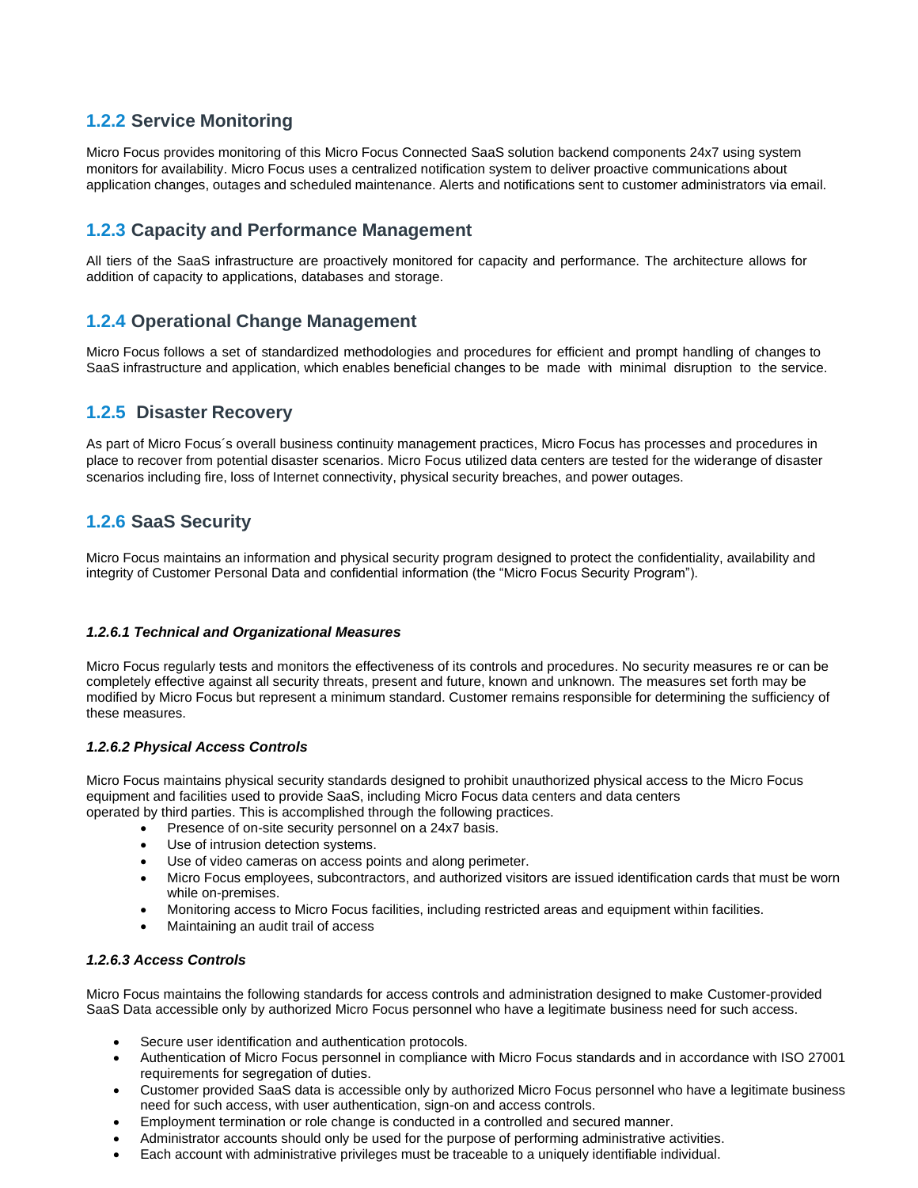### 1.2.2 Service Monitoring

Micro Focus provides monitoring of this Micro Focus Connected SaaS solution backend components 24x7 using system monitors for availability. Micro Focus uses a centralized notification system to deliver proactive communications about application changes, outages and scheduled maintenance. Alerts and notifications sent to customer administrators via email.

### 1.2.3 Capacity and Performance Management

All tiers of the SaaS infrastructure are proactively monitored for capacity and performance. The architecture allows for addition of capacity to applications, databases and storage.

### 1.2.4 Operational Change Management

Micro Focus follows a set of standardized methodologies and procedures for efficient and prompt handling of changes to SaaS infrastructure and application, which enables beneficial changes to be made with minimal disruption to the service.

### 1.2.5 Disaster Recovery

As part of Micro Focus´s overall business continuity management practices, Micro Focus has processes and procedures in place to recover from potential disaster scenarios. Micro Focus utilized data centers are tested for the widerange of disaster scenarios including fire, loss of Internet connectivity, physical security breaches, and power outages.

### 1.2.6 SaaS Security

Micro Focus maintains an information and physical security program designed to protect the confidentiality, availability and integrity of Customer Personal Data and confidential information (the “Micro Focus Security Program”).

#### *1.2.6.1 Technical and Organizational Measures*

Micro Focus regularly tests and monitors the effectiveness of its controls and procedures. No security measures re or can be completely effective against all security threats, present and future, known and unknown. The measures set forth may be modified by Micro Focus but represent a minimum standard. Customer remains responsible for determining the sufficiency of these measures.

#### *1.2.6.2 Physical Access Controls*

Micro Focus maintains physical security standards designed to prohibit unauthorized physical access to the Micro Focus equipment and facilities used to provide SaaS, including Micro Focus data centers and data centers operated by third parties. This is accomplished through the following practices.

- Presence of on-site security personnel on a 24x7 basis.
- Use of intrusion detection systems.
- Use of video cameras on access points and along perimeter.
- Micro Focus employees, subcontractors, and authorized visitors are issued identification cards that must be worn while on-premises.
- Monitoring access to Micro Focus facilities, including restricted areas and equipment within facilities.
- Maintaining an audit trail of access

#### *1.2.6.3 Access Controls*

Micro Focus maintains the following standards for access controls and administration designed to make Customer-provided SaaS Data accessible only by authorized Micro Focus personnel who have a legitimate business need for such access.

- Secure user identification and authentication protocols.
- Authentication of Micro Focus personnel in compliance with Micro Focus standards and in accordance with ISO 27001 requirements for segregation of duties.
- Customer provided SaaS data is accessible only by authorized Micro Focus personnel who have a legitimate business need for such access, with user authentication, sign-on and access controls.
- Employment termination or role change is conducted in a controlled and secured manner.
- Administrator accounts should only be used for the purpose of performing administrative activities.
- Each account with administrative privileges must be traceable to a uniquely identifiable individual.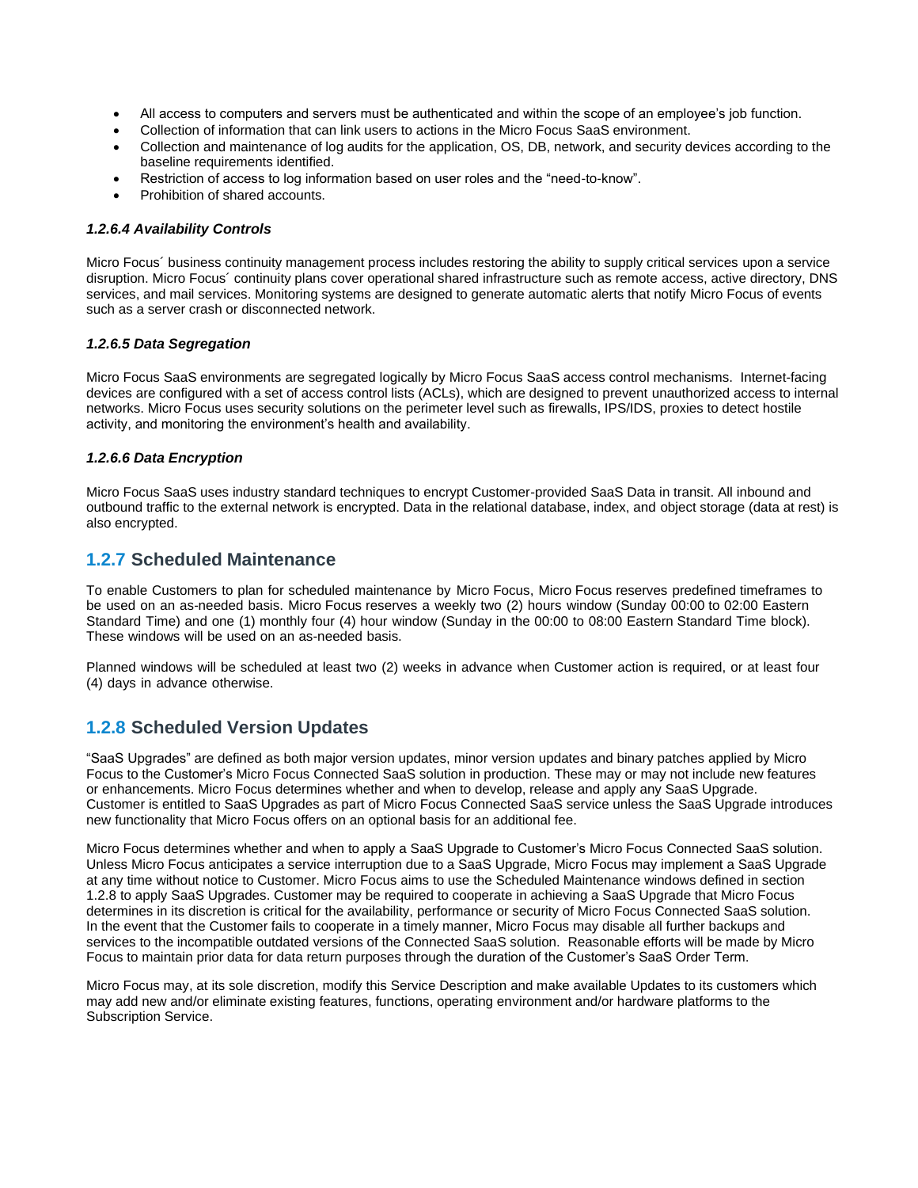- All access to computers and servers must be authenticated and within the scope of an employee's job function.
- Collection of information that can link users to actions in the Micro Focus SaaS environment.
- Collection and maintenance of log audits for the application, OS, DB, network, and security devices according to the baseline requirements identified.
- Restriction of access to log information based on user roles and the "need-to-know".
- Prohibition of shared accounts.

#### *1.2.6.4 Availability Controls*

Micro Focus´ business continuity management process includes restoring the ability to supply critical services upon a service disruption. Micro Focus´ continuity plans cover operational shared infrastructure such as remote access, active directory, DNS services, and mail services. Monitoring systems are designed to generate automatic alerts that notify Micro Focus of events such as a server crash or disconnected network.

#### *1.2.6.5 Data Segregation*

Micro Focus SaaS environments are segregated logically by Micro Focus SaaS access control mechanisms. Internet-facing devices are configured with a set of access control lists (ACLs), which are designed to prevent unauthorized access to internal networks. Micro Focus uses security solutions on the perimeter level such as firewalls, IPS/IDS, proxies to detect hostile activity, and monitoring the environment's health and availability.

#### *1.2.6.6 Data Encryption*

Micro Focus SaaS uses industry standard techniques to encrypt Customer-provided SaaS Data in transit. All inbound and outbound traffic to the external network is encrypted. Data in the relational database, index, and object storage (data at rest) is also encrypted.

### 1.2.7 Scheduled Maintenance

To enable Customers to plan for scheduled maintenance by Micro Focus, Micro Focus reserves predefined timeframes to be used on an as-needed basis. Micro Focus reserves a weekly two (2) hours window (Sunday 00:00 to 02:00 Eastern Standard Time) and one (1) monthly four (4) hour window (Sunday in the 00:00 to 08:00 Eastern Standard Time block). These windows will be used on an as-needed basis.

Planned windows will be scheduled at least two (2) weeks in advance when Customer action is required, or at least four (4) days in advance otherwise.

### 1.2.8 Scheduled Version Updates

"SaaS Upgrades" are defined as both major version updates, minor version updates and binary patches applied by Micro Focus to the Customer's Micro Focus Connected SaaS solution in production. These may or may not include new features or enhancements. Micro Focus determines whether and when to develop, release and apply any SaaS Upgrade. Customer is entitled to SaaS Upgrades as part of Micro Focus Connected SaaS service unless the SaaS Upgrade introduces new functionality that Micro Focus offers on an optional basis for an additional fee.

Micro Focus determines whether and when to apply a SaaS Upgrade to Customer's Micro Focus Connected SaaS solution. Unless Micro Focus anticipates a service interruption due to a SaaS Upgrade, Micro Focus may implement a SaaS Upgrade at any time without notice to Customer. Micro Focus aims to use the Scheduled Maintenance windows defined in section 1.2.8 to apply SaaS Upgrades. Customer may be required to cooperate in achieving a SaaS Upgrade that Micro Focus determines in its discretion is critical for the availability, performance or security of Micro Focus Connected SaaS solution. In the event that the Customer fails to cooperate in a timely manner, Micro Focus may disable all further backups and services to the incompatible outdated versions of the Connected SaaS solution. Reasonable efforts will be made by Micro Focus to maintain prior data for data return purposes through the duration of the Customer's SaaS Order Term.

Micro Focus may, at its sole discretion, modify this Service Description and make available Updates to its customers which may add new and/or eliminate existing features, functions, operating environment and/or hardware platforms to the Subscription Service.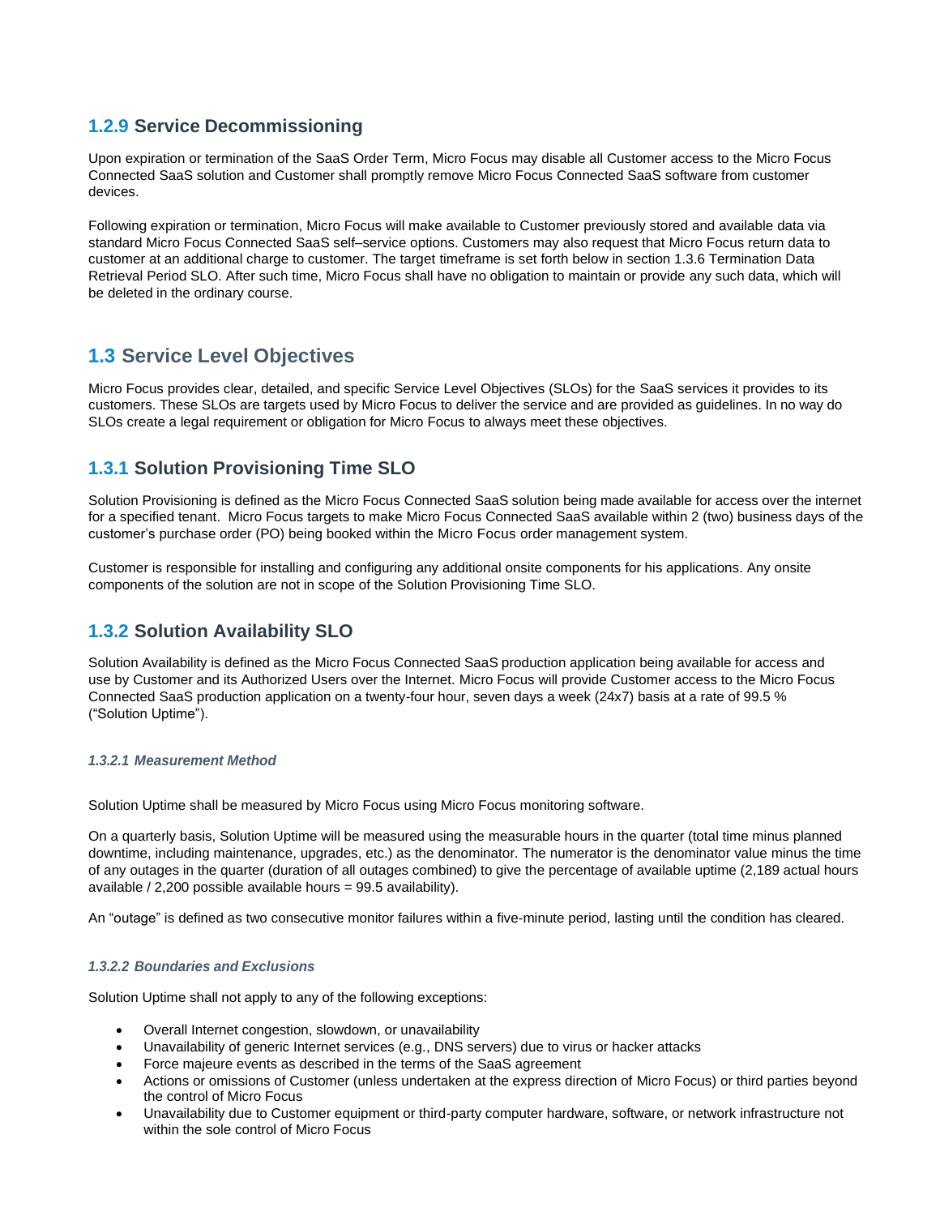### 1.2.9 Service Decommissioning

Upon expiration or termination of the SaaS Order Term, Micro Focus may disable all Customer access to the Micro Focus Connected SaaS solution and Customer shall promptly remove Micro Focus Connected SaaS software from customer devices.

Following expiration or termination, Micro Focus will make available to Customer previously stored and available data via standard Micro Focus Connected SaaS self–service options. Customers may also request that Micro Focus return data to customer at an additional charge to customer. The target timeframe is set forth below in section 1.3.6 Termination Data Retrieval Period SLO. After such time, Micro Focus shall have no obligation to maintain or provide any such data, which will be deleted in the ordinary course.

## 1.3 Service Level Objectives

Micro Focus provides clear, detailed, and specific Service Level Objectives (SLOs) for the SaaS services it provides to its customers. These SLOs are targets used by Micro Focus to deliver the service and are provided as guidelines. In no way do SLOs create a legal requirement or obligation for Micro Focus to always meet these objectives.

### 1.3.1 Solution Provisioning Time SLO

Solution Provisioning is defined as the Micro Focus Connected SaaS solution being made available for access over the internet for a specified tenant. Micro Focus targets to make Micro Focus Connected SaaS available within 2 (two) business days of the customer's purchase order (PO) being booked within the Micro Focus order management system.

Customer is responsible for installing and configuring any additional onsite components for his applications. Any onsite components of the solution are not in scope of the Solution Provisioning Time SLO.

### 1.3.2 Solution Availability SLO

Solution Availability is defined as the Micro Focus Connected SaaS production application being available for access and use by Customer and its Authorized Users over the Internet. Micro Focus will provide Customer access to the Micro Focus Connected SaaS production application on a twenty-four hour, seven days a week (24x7) basis at a rate of 99.5 % ("Solution Uptime").

#### *1.3.2.1 Measurement Method*

Solution Uptime shall be measured by Micro Focus using Micro Focus monitoring software.

On a quarterly basis, Solution Uptime will be measured using the measurable hours in the quarter (total time minus planned downtime, including maintenance, upgrades, etc.) as the denominator. The numerator is the denominator value minus the time of any outages in the quarter (duration of all outages combined) to give the percentage of available uptime (2,189 actual hours available / 2,200 possible available hours = 99.5 availability).

An "outage" is defined as two consecutive monitor failures within a five-minute period, lasting until the condition has cleared.

#### *1.3.2.2 Boundaries and Exclusions*

Solution Uptime shall not apply to any of the following exceptions:

- Overall Internet congestion, slowdown, or unavailability
- Unavailability of generic Internet services (e.g., DNS servers) due to virus or hacker attacks
- Force majeure events as described in the terms of the SaaS agreement
- Actions or omissions of Customer (unless undertaken at the express direction of Micro Focus) or third parties beyond the control of Micro Focus
- Unavailability due to Customer equipment or third-party computer hardware, software, or network infrastructure not within the sole control of Micro Focus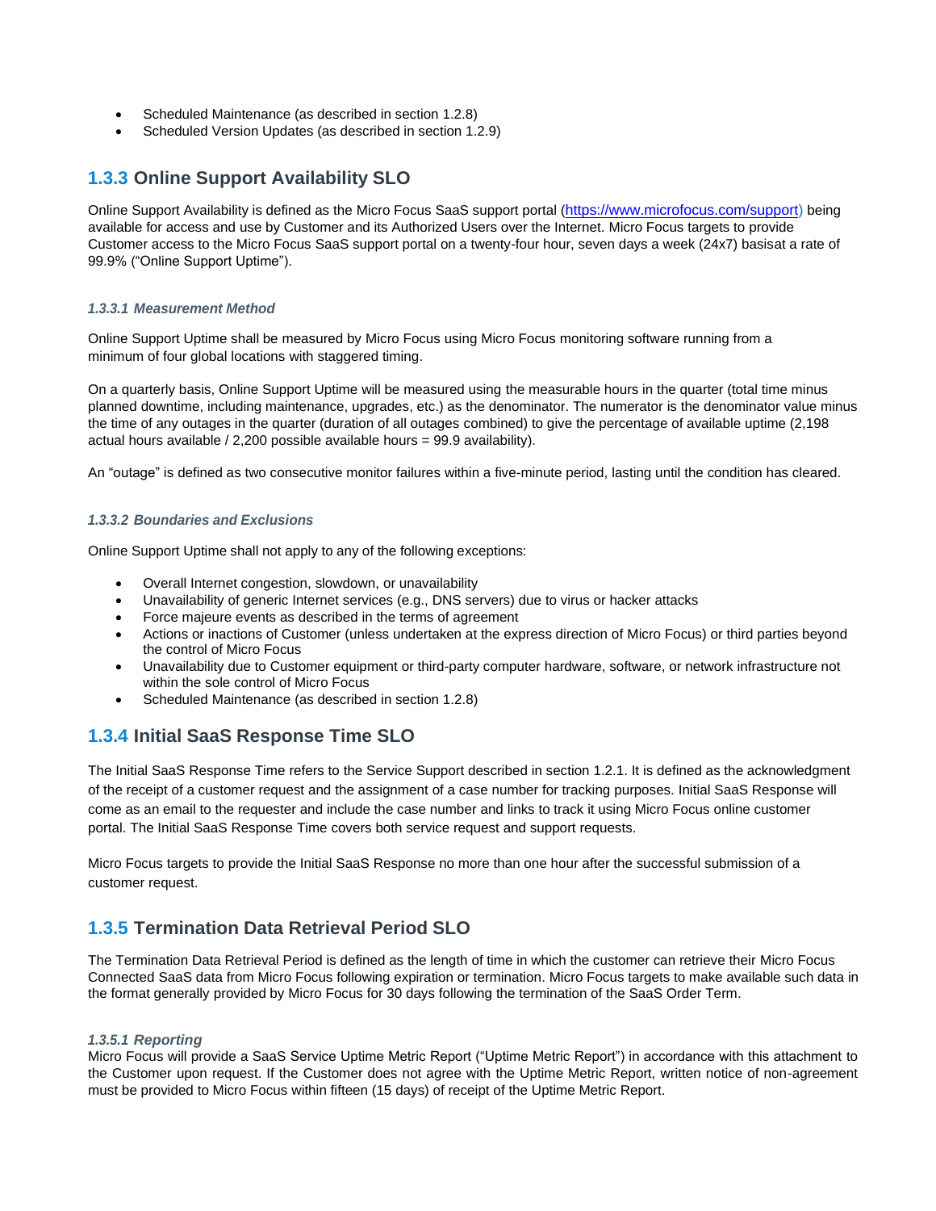- Scheduled Maintenance (as described in section 1.2.8)
- Scheduled Version Updates (as described in section 1.2.9)

## 1.3.3 Online Support Availability SLO

Online Support Availability is defined as the Micro Focus SaaS support portal (https://www.microfocus.com/support) being available for access and use by Customer and its Authorized Users over the Internet. Micro Focus targets to provide Customer access to the Micro Focus SaaS support portal on a twenty-four hour, seven days a week (24x7) basisat a rate of 99.9% ("Online Support Uptime").

#### *1.3.3.1 Measurement Method*

Online Support Uptime shall be measured by Micro Focus using Micro Focus monitoring software running from a minimum of four global locations with staggered timing.

On a quarterly basis, Online Support Uptime will be measured using the measurable hours in the quarter (total time minus planned downtime, including maintenance, upgrades, etc.) as the denominator. The numerator is the denominator value minus the time of any outages in the quarter (duration of all outages combined) to give the percentage of available uptime (2,198 actual hours available / 2,200 possible available hours = 99.9 availability).

An "outage" is defined as two consecutive monitor failures within a five-minute period, lasting until the condition has cleared.

#### *1.3.3.2 Boundaries and Exclusions*

Online Support Uptime shall not apply to any of the following exceptions:

- Overall Internet congestion, slowdown, or unavailability
- Unavailability of generic Internet services (e.g., DNS servers) due to virus or hacker attacks
- Force majeure events as described in the terms of agreement
- Actions or inactions of Customer (unless undertaken at the express direction of Micro Focus) or third parties beyond the control of Micro Focus
- Unavailability due to Customer equipment or third-party computer hardware, software, or network infrastructure not within the sole control of Micro Focus
- Scheduled Maintenance (as described in section 1.2.8)

## 1.3.4 Initial SaaS Response Time SLO

The Initial SaaS Response Time refers to the Service Support described in section 1.2.1. It is defined as the acknowledgment of the receipt of a customer request and the assignment of a case number for tracking purposes. Initial SaaS Response will come as an email to the requester and include the case number and links to track it using Micro Focus online customer portal. The Initial SaaS Response Time covers both service request and support requests.

Micro Focus targets to provide the Initial SaaS Response no more than one hour after the successful submission of a customer request.

## 1.3.5 Termination Data Retrieval Period SLO

The Termination Data Retrieval Period is defined as the length of time in which the customer can retrieve their Micro Focus Connected SaaS data from Micro Focus following expiration or termination. Micro Focus targets to make available such data in the format generally provided by Micro Focus for 30 days following the termination of the SaaS Order Term.

#### *1.3.5.1 Reporting*

Micro Focus will provide a SaaS Service Uptime Metric Report ("Uptime Metric Report") in accordance with this attachment to the Customer upon request. If the Customer does not agree with the Uptime Metric Report, written notice of non-agreement must be provided to Micro Focus within fifteen (15 days) of receipt of the Uptime Metric Report.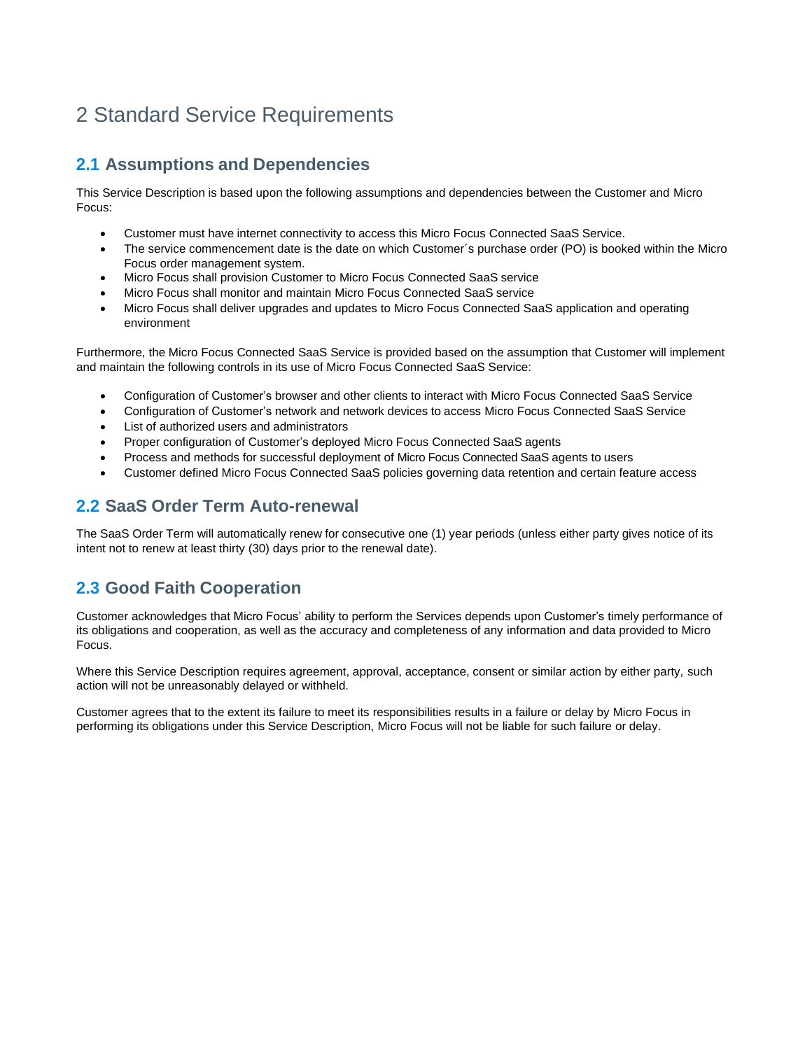# 2 Standard Service Requirements

## 2.1 Assumptions and Dependencies

This Service Description is based upon the following assumptions and dependencies between the Customer and Micro Focus:

- Customer must have internet connectivity to access this Micro Focus Connected SaaS Service.
- The service commencement date is the date on which Customer´s purchase order (PO) is booked within the Micro Focus order management system.
- Micro Focus shall provision Customer to Micro Focus Connected SaaS service
- Micro Focus shall monitor and maintain Micro Focus Connected SaaS service
- Micro Focus shall deliver upgrades and updates to Micro Focus Connected SaaS application and operating environment

Furthermore, the Micro Focus Connected SaaS Service is provided based on the assumption that Customer will implement and maintain the following controls in its use of Micro Focus Connected SaaS Service:

- Configuration of Customer's browser and other clients to interact with Micro Focus Connected SaaS Service
- Configuration of Customer's network and network devices to access Micro Focus Connected SaaS Service
- List of authorized users and administrators
- Proper configuration of Customer's deployed Micro Focus Connected SaaS agents
- Process and methods for successful deployment of Micro Focus Connected SaaS agents to users
- Customer defined Micro Focus Connected SaaS policies governing data retention and certain feature access

## 2.2 SaaS Order Term Auto-renewal

The SaaS Order Term will automatically renew for consecutive one (1) year periods (unless either party gives notice of its intent not to renew at least thirty (30) days prior to the renewal date).

## 2.3 Good Faith Cooperation

Customer acknowledges that Micro Focus' ability to perform the Services depends upon Customer's timely performance of its obligations and cooperation, as well as the accuracy and completeness of any information and data provided to Micro Focus.

Where this Service Description requires agreement, approval, acceptance, consent or similar action by either party, such action will not be unreasonably delayed or withheld.

Customer agrees that to the extent its failure to meet its responsibilities results in a failure or delay by Micro Focus in performing its obligations under this Service Description, Micro Focus will not be liable for such failure or delay.